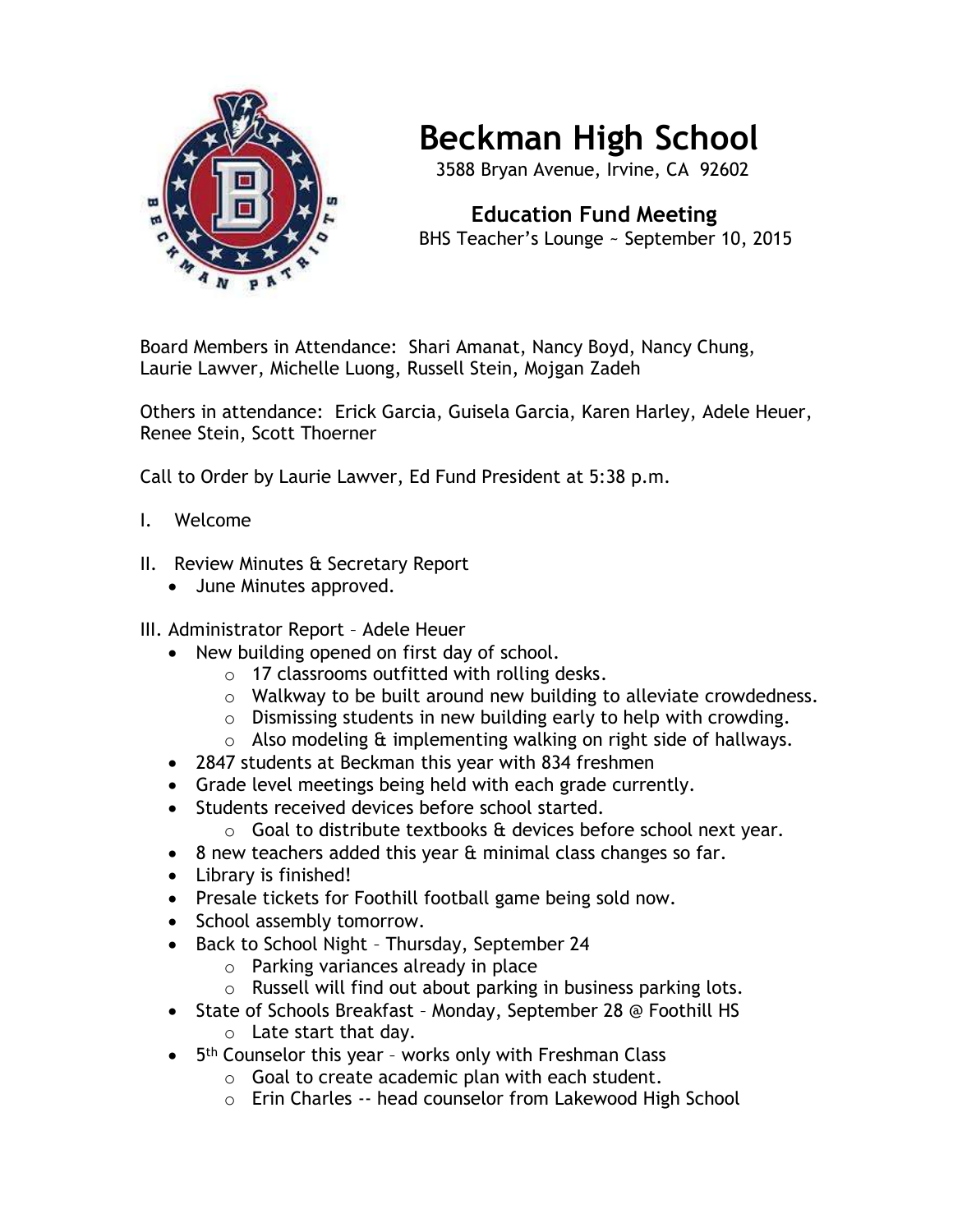# Beckman High School

3588 Bryan Avenue, Irvine, CA 92602

## Education Fund Meeting

BHS Teacher's Lounge ~ September 10, 2015

Board Members in Attendance: Shari Amanat, Nancy Boyd, Nancy Chung, Laurie Lawver, Michelle Luong, Russell Stein, Mojgan Zadeh

Others in attendance: Erick Garcia, Guisela Garcia, Karen Harley, Adele Heuer, Renee Stein, Scott Thoerner

Call to Order by Laurie Lawver, Ed Fund President at 5:38 p.m.

I. Welcome

II. Review Minutes & Secretary Report
- June Minutes approved.

III. Administrator Report – Adele Heuer
- New building opened on first day of school.
  - 17 classrooms outfitted with rolling desks.
  - Walkway to be built around new building to alleviate crowdedness.
  - Dismissing students in new building early to help with crowding.
  - Also modeling & implementing walking on right side of hallways.
- 2847 students at Beckman this year with 834 freshmen
- Grade level meetings being held with each grade currently.
- Students received devices before school started.
  - Goal to distribute textbooks & devices before school next year.
- 8 new teachers added this year & minimal class changes so far.
- Library is finished!
- Presale tickets for Foothill football game being sold now.
- School assembly tomorrow.
- Back to School Night – Thursday, September 24
  - Parking variances already in place
  - Russell will find out about parking in business parking lots.
- State of Schools Breakfast – Monday, September 28 @ Foothill HS
  - Late start that day.
- 5th Counselor this year – works only with Freshman Class
  - Goal to create academic plan with each student.
  - Erin Charles -- head counselor from Lakewood High School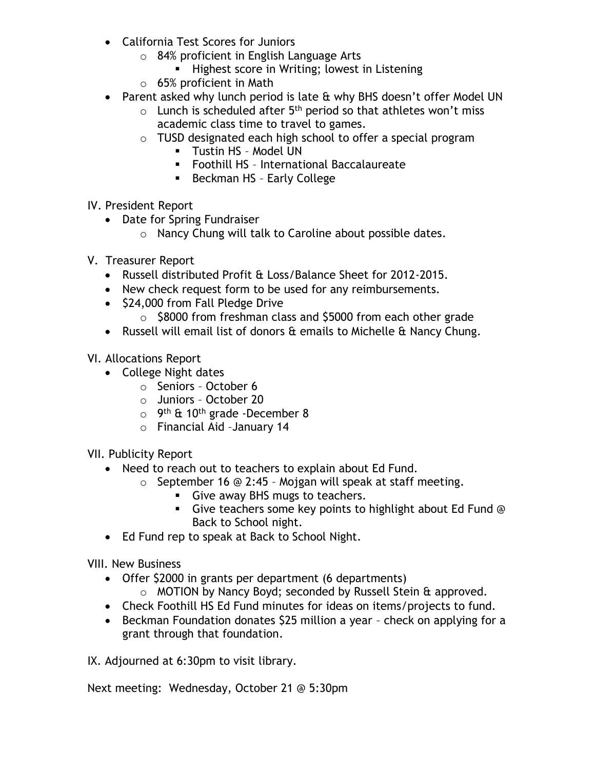- California Test Scores for Juniors
  - 84% proficient in English Language Arts
    - Highest score in Writing; lowest in Listening
  - 65% proficient in Math
- Parent asked why lunch period is late & why BHS doesn't offer Model UN
  - Lunch is scheduled after 5th period so that athletes won't miss academic class time to travel to games.
  - TUSD designated each high school to offer a special program
    - Tustin HS – Model UN
    - Foothill HS – International Baccalaureate
    - Beckman HS – Early College

IV. President Report

- Date for Spring Fundraiser
  - Nancy Chung will talk to Caroline about possible dates.

V. Treasurer Report

- Russell distributed Profit & Loss/Balance Sheet for 2012-2015.
- New check request form to be used for any reimbursements.
- $24,000 from Fall Pledge Drive
  - $8000 from freshman class and $5000 from each other grade
- Russell will email list of donors & emails to Michelle & Nancy Chung.

VI. Allocations Report

- College Night dates
  - Seniors – October 6
  - Juniors – October 20
  - 9th & 10th grade -December 8
  - Financial Aid –January 14

VII. Publicity Report

- Need to reach out to teachers to explain about Ed Fund.
  - September 16 @ 2:45 – Mojgan will speak at staff meeting.
    - Give away BHS mugs to teachers.
    - Give teachers some key points to highlight about Ed Fund @ Back to School night.
- Ed Fund rep to speak at Back to School Night.

VIII. New Business

- Offer $2000 in grants per department (6 departments)
  - MOTION by Nancy Boyd; seconded by Russell Stein & approved.
- Check Foothill HS Ed Fund minutes for ideas on items/projects to fund.
- Beckman Foundation donates $25 million a year – check on applying for a grant through that foundation.

IX. Adjourned at 6:30pm to visit library.

Next meeting: Wednesday, October 21 @ 5:30pm